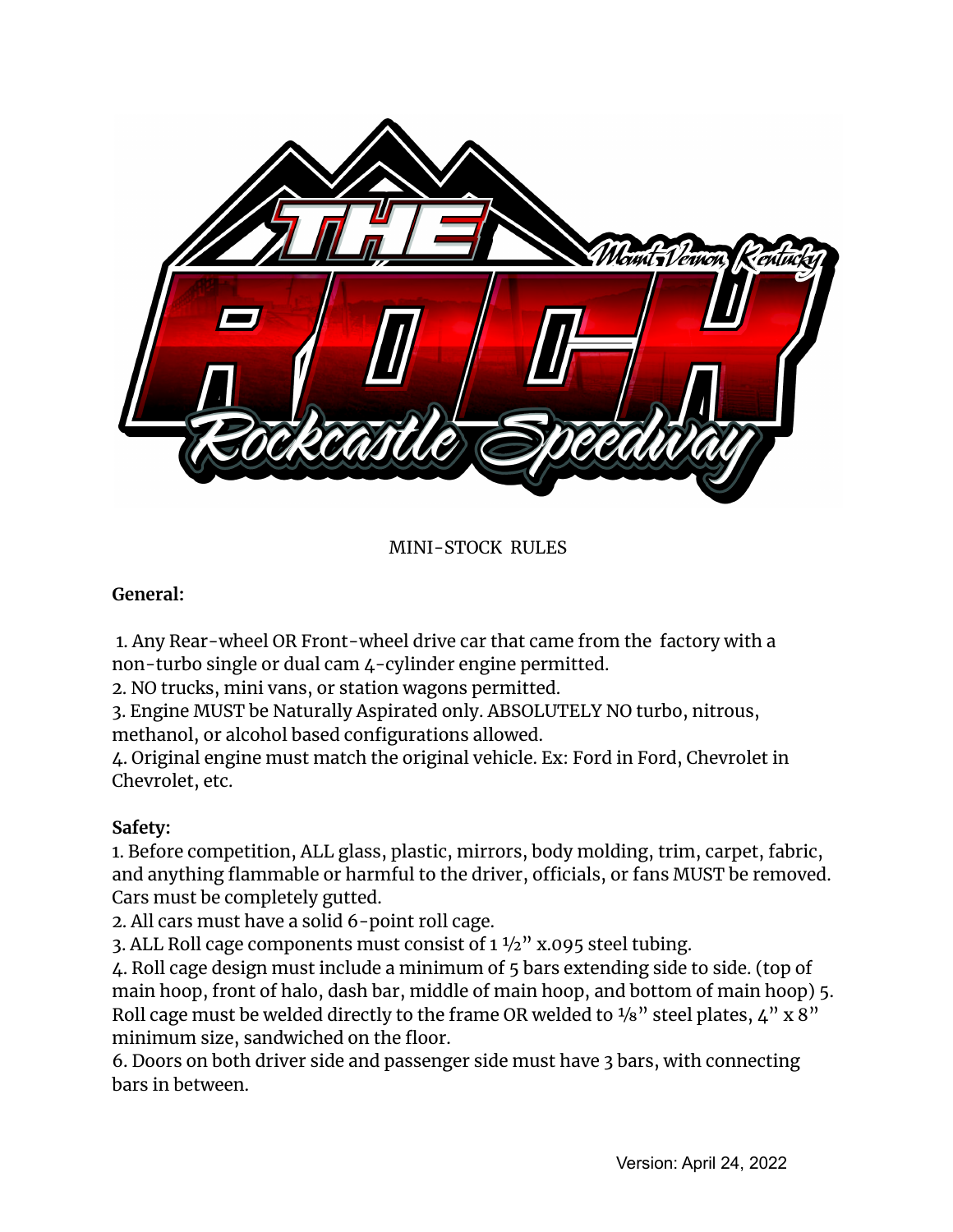MINI-STOCK RULES

**General:**

1. Any Rear-wheel OR Front-wheel drive car that came from the factory with a non-turbo single or dual cam 4-cylinder engine permitted.
2. NO trucks, mini vans, or station wagons permitted.
3. Engine MUST be Naturally Aspirated only. ABSOLUTELY NO turbo, nitrous, methanol, or alcohol based configurations allowed.
4. Original engine must match the original vehicle. Ex: Ford in Ford, Chevrolet in Chevrolet, etc.

**Safety:**

1. Before competition, ALL glass, plastic, mirrors, body molding, trim, carpet, fabric, and anything flammable or harmful to the driver, officials, or fans MUST be removed. Cars must be completely gutted.
2. All cars must have a solid 6-point roll cage.
3. ALL Roll cage components must consist of 1 ½" x.095 steel tubing.
4. Roll cage design must include a minimum of 5 bars extending side to side. (top of main hoop, front of halo, dash bar, middle of main hoop, and bottom of main hoop)
5. Roll cage must be welded directly to the frame OR welded to ⅛" steel plates, 4" x 8" minimum size, sandwiched on the floor.
6. Doors on both driver side and passenger side must have 3 bars, with connecting bars in between.

Version: April 24, 2022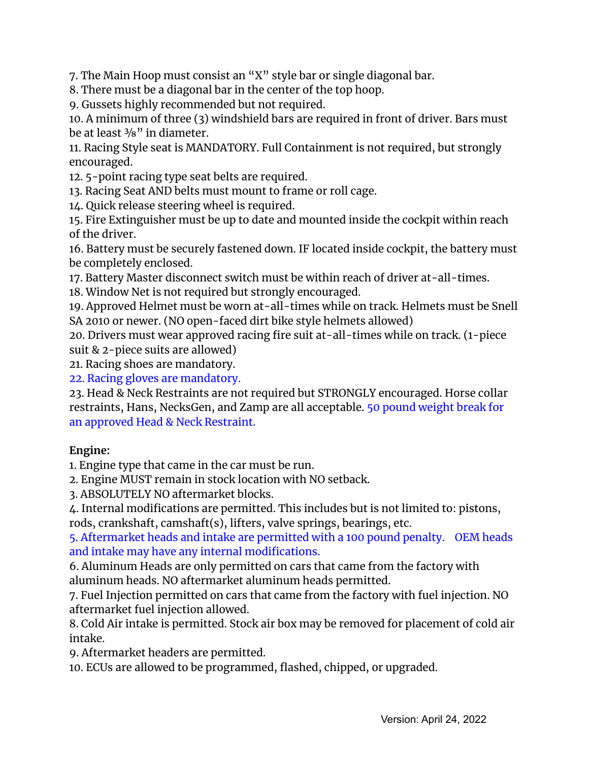7. The Main Hoop must consist an "X" style bar or single diagonal bar.
8. There must be a diagonal bar in the center of the top hoop.
9. Gussets highly recommended but not required.
10. A minimum of three (3) windshield bars are required in front of driver. Bars must be at least ⅜" in diameter.
11. Racing Style seat is MANDATORY. Full Containment is not required, but strongly encouraged.
12. 5-point racing type seat belts are required.
13. Racing Seat AND belts must mount to frame or roll cage.
14. Quick release steering wheel is required.
15. Fire Extinguisher must be up to date and mounted inside the cockpit within reach of the driver.
16. Battery must be securely fastened down. IF located inside cockpit, the battery must be completely enclosed.
17. Battery Master disconnect switch must be within reach of driver at-all-times.
18. Window Net is not required but strongly encouraged.
19. Approved Helmet must be worn at-all-times while on track. Helmets must be Snell SA 2010 or newer. (NO open-faced dirt bike style helmets allowed)
20. Drivers must wear approved racing fire suit at-all-times while on track. (1-piece suit & 2-piece suits are allowed)
21. Racing shoes are mandatory.
22. Racing gloves are mandatory.
23. Head & Neck Restraints are not required but STRONGLY encouraged. Horse collar restraints, Hans, NecksGen, and Zamp are all acceptable. 50 pound weight break for an approved Head & Neck Restraint.

**Engine:**

1. Engine type that came in the car must be run.
2. Engine MUST remain in stock location with NO setback.
3. ABSOLUTELY NO aftermarket blocks.
4. Internal modifications are permitted. This includes but is not limited to: pistons, rods, crankshaft, camshaft(s), lifters, valve springs, bearings, etc.
5. Aftermarket heads and intake are permitted with a 100 pound penalty. OEM heads and intake may have any internal modifications.
6. Aluminum Heads are only permitted on cars that came from the factory with aluminum heads. NO aftermarket aluminum heads permitted.
7. Fuel Injection permitted on cars that came from the factory with fuel injection. NO aftermarket fuel injection allowed.
8. Cold Air intake is permitted. Stock air box may be removed for placement of cold air intake.
9. Aftermarket headers are permitted.
10. ECUs are allowed to be programmed, flashed, chipped, or upgraded.

Version: April 24, 2022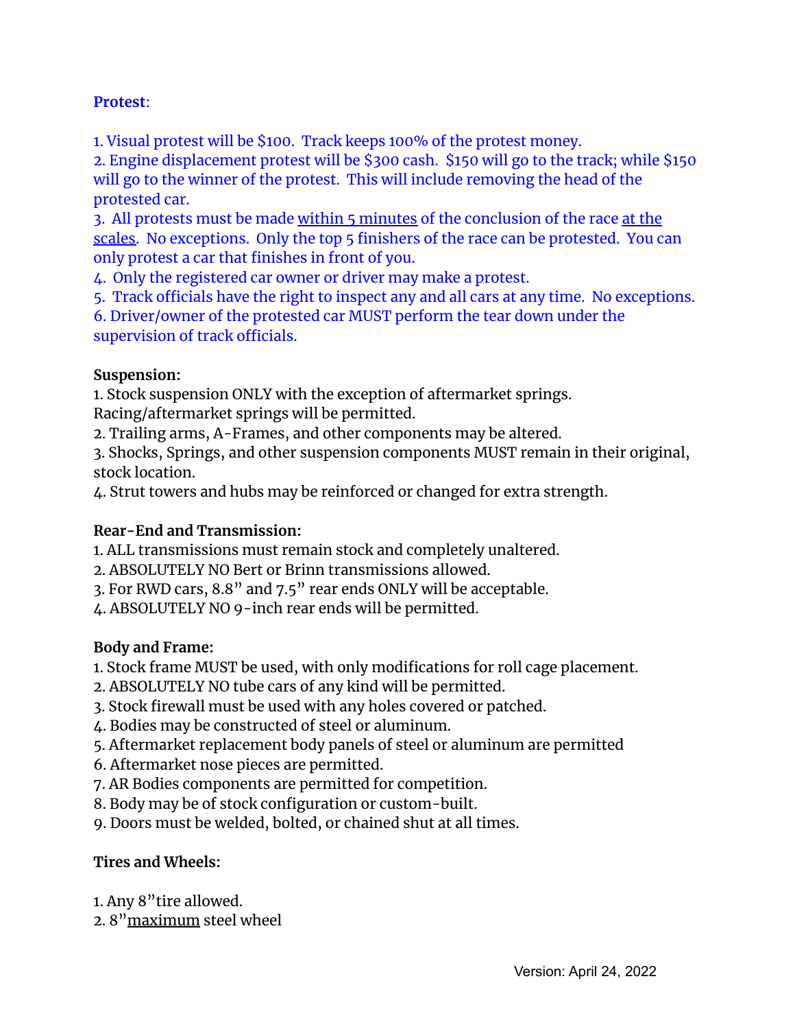**Protest**:

1. Visual protest will be $100. Track keeps 100% of the protest money.
2. Engine displacement protest will be $300 cash. $150 will go to the track; while $150 will go to the winner of the protest. This will include removing the head of the protested car.
3. All protests must be made <u>within 5 minutes</u> of the conclusion of the race <u>at the scales</u>. No exceptions. Only the top 5 finishers of the race can be protested. You can only protest a car that finishes in front of you.
4. Only the registered car owner or driver may make a protest.
5. Track officials have the right to inspect any and all cars at any time. No exceptions.
6. Driver/owner of the protested car MUST perform the tear down under the supervision of track officials.

**Suspension:**

1. Stock suspension ONLY with the exception of aftermarket springs. Racing/aftermarket springs will be permitted.
2. Trailing arms, A-Frames, and other components may be altered.
3. Shocks, Springs, and other suspension components MUST remain in their original, stock location.
4. Strut towers and hubs may be reinforced or changed for extra strength.

**Rear-End and Transmission:**

1. ALL transmissions must remain stock and completely unaltered.
2. ABSOLUTELY NO Bert or Brinn transmissions allowed.
3. For RWD cars, 8.8" and 7.5" rear ends ONLY will be acceptable.
4. ABSOLUTELY NO 9-inch rear ends will be permitted.

**Body and Frame:**

1. Stock frame MUST be used, with only modifications for roll cage placement.
2. ABSOLUTELY NO tube cars of any kind will be permitted.
3. Stock firewall must be used with any holes covered or patched.
4. Bodies may be constructed of steel or aluminum.
5. Aftermarket replacement body panels of steel or aluminum are permitted
6. Aftermarket nose pieces are permitted.
7. AR Bodies components are permitted for competition.
8. Body may be of stock configuration or custom-built.
9. Doors must be welded, bolted, or chained shut at all times.

**Tires and Wheels:**

1. Any 8" tire allowed.
2. 8" <u>maximum</u> steel wheel

Version: April 24, 2022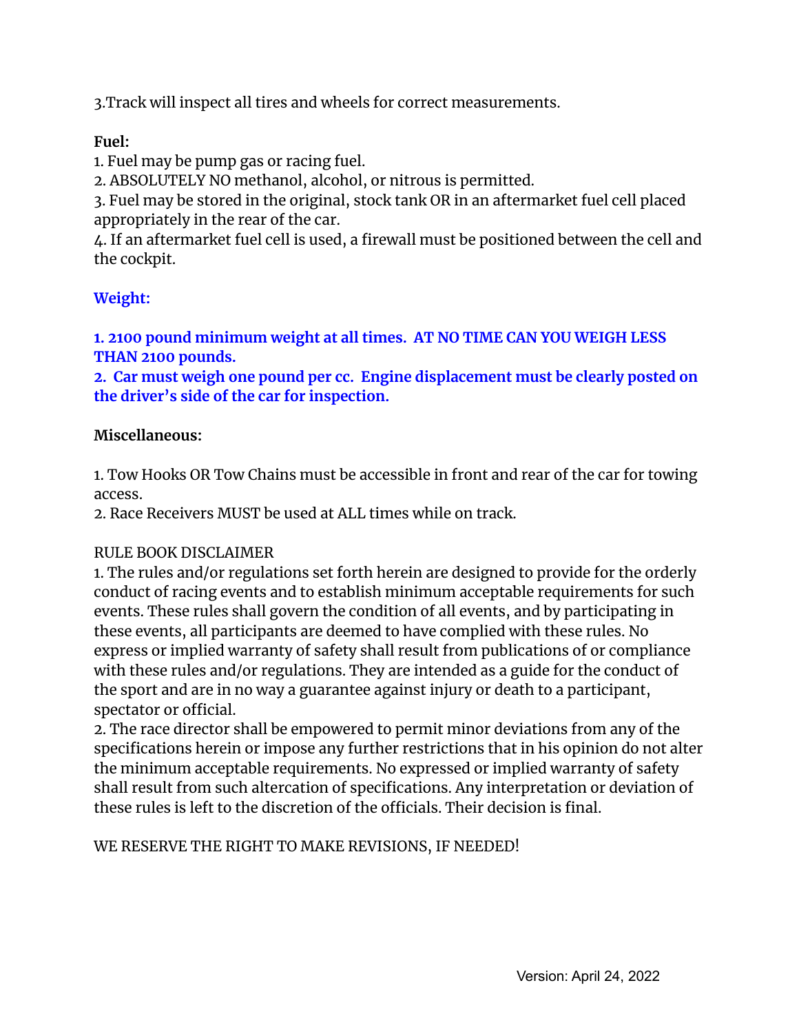3.Track will inspect all tires and wheels for correct measurements.

**Fuel:**

1. Fuel may be pump gas or racing fuel.
2. ABSOLUTELY NO methanol, alcohol, or nitrous is permitted.
3. Fuel may be stored in the original, stock tank OR in an aftermarket fuel cell placed appropriately in the rear of the car.
4. If an aftermarket fuel cell is used, a firewall must be positioned between the cell and the cockpit.

**Weight:**

**1. 2100 pound minimum weight at all times. AT NO TIME CAN YOU WEIGH LESS THAN 2100 pounds.**
**2. Car must weigh one pound per cc. Engine displacement must be clearly posted on the driver's side of the car for inspection.**

**Miscellaneous:**

1. Tow Hooks OR Tow Chains must be accessible in front and rear of the car for towing access.
2. Race Receivers MUST be used at ALL times while on track.

RULE BOOK DISCLAIMER

1. The rules and/or regulations set forth herein are designed to provide for the orderly conduct of racing events and to establish minimum acceptable requirements for such events. These rules shall govern the condition of all events, and by participating in these events, all participants are deemed to have complied with these rules. No express or implied warranty of safety shall result from publications of or compliance with these rules and/or regulations. They are intended as a guide for the conduct of the sport and are in no way a guarantee against injury or death to a participant, spectator or official.
2. The race director shall be empowered to permit minor deviations from any of the specifications herein or impose any further restrictions that in his opinion do not alter the minimum acceptable requirements. No expressed or implied warranty of safety shall result from such altercation of specifications. Any interpretation or deviation of these rules is left to the discretion of the officials. Their decision is final.

WE RESERVE THE RIGHT TO MAKE REVISIONS, IF NEEDED!

Version: April 24, 2022